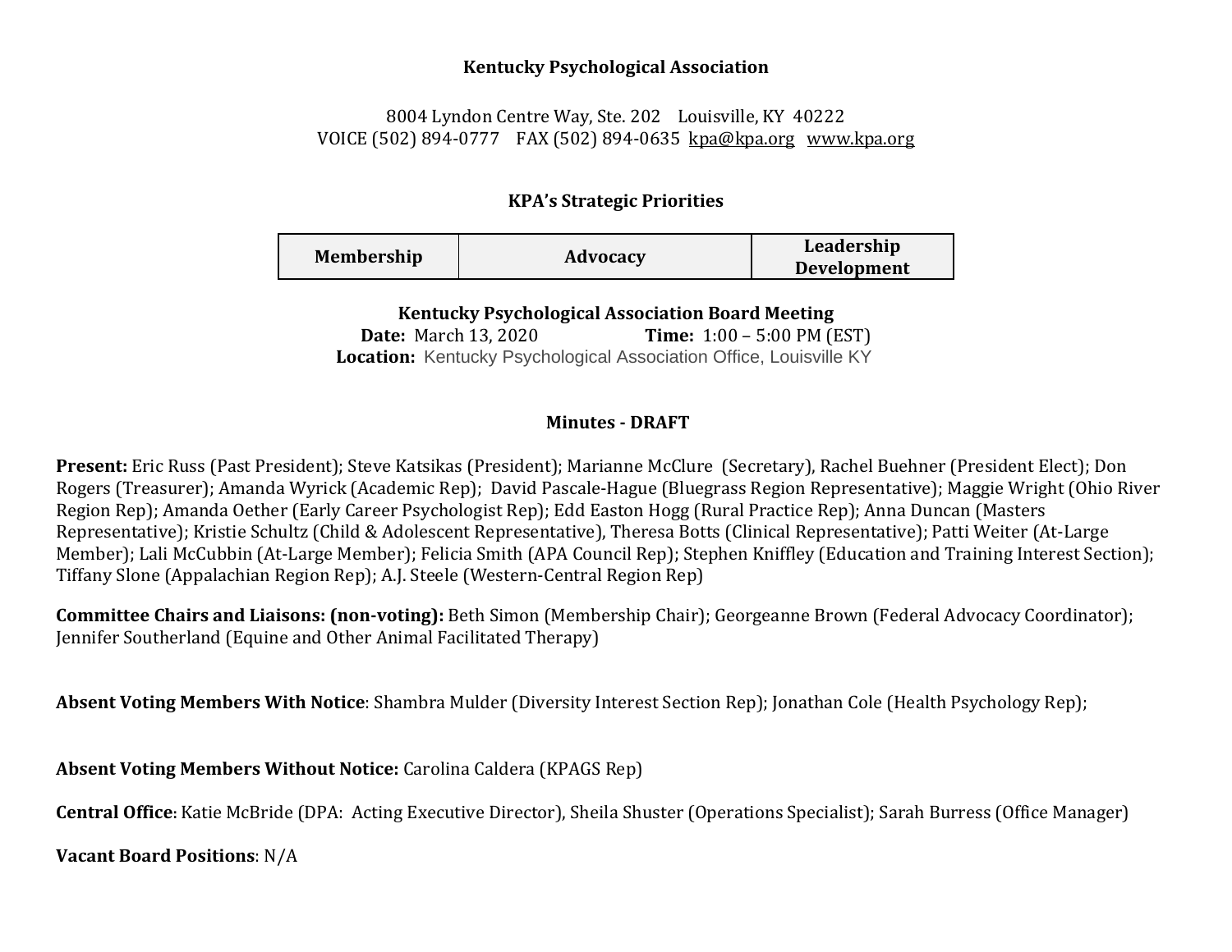**Kentucky Psychological Association**

8004 Lyndon Centre Way, Ste. 202 Louisville, KY 40222
VOICE (502) 894-0777 FAX (502) 894-0635 kpa@kpa.org www.kpa.org

**KPA's Strategic Priorities**

| Membership | Advocacy | Leadership Development |
|---|---|---|

**Kentucky Psychological Association Board Meeting**
**Date:** March 13, 2020 **Time:** 1:00 – 5:00 PM (EST)
**Location:** Kentucky Psychological Association Office, Louisville KY

**Minutes - DRAFT**

**Present:** Eric Russ (Past President); Steve Katsikas (President); Marianne McClure (Secretary), Rachel Buehner (President Elect); Don Rogers (Treasurer); Amanda Wyrick (Academic Rep); David Pascale-Hague (Bluegrass Region Representative); Maggie Wright (Ohio River Region Rep); Amanda Oether (Early Career Psychologist Rep); Edd Easton Hogg (Rural Practice Rep); Anna Duncan (Masters Representative); Kristie Schultz (Child & Adolescent Representative), Theresa Botts (Clinical Representative); Patti Weiter (At-Large Member); Lali McCubbin (At-Large Member); Felicia Smith (APA Council Rep); Stephen Kniffley (Education and Training Interest Section); Tiffany Slone (Appalachian Region Rep); A.J. Steele (Western-Central Region Rep)

**Committee Chairs and Liaisons: (non-voting):** Beth Simon (Membership Chair); Georgeanne Brown (Federal Advocacy Coordinator); Jennifer Southerland (Equine and Other Animal Facilitated Therapy)

**Absent Voting Members With Notice**: Shambra Mulder (Diversity Interest Section Rep); Jonathan Cole (Health Psychology Rep);

**Absent Voting Members Without Notice:** Carolina Caldera (KPAGS Rep)

**Central Office**: Katie McBride (DPA: Acting Executive Director), Sheila Shuster (Operations Specialist); Sarah Burress (Office Manager)

**Vacant Board Positions**: N/A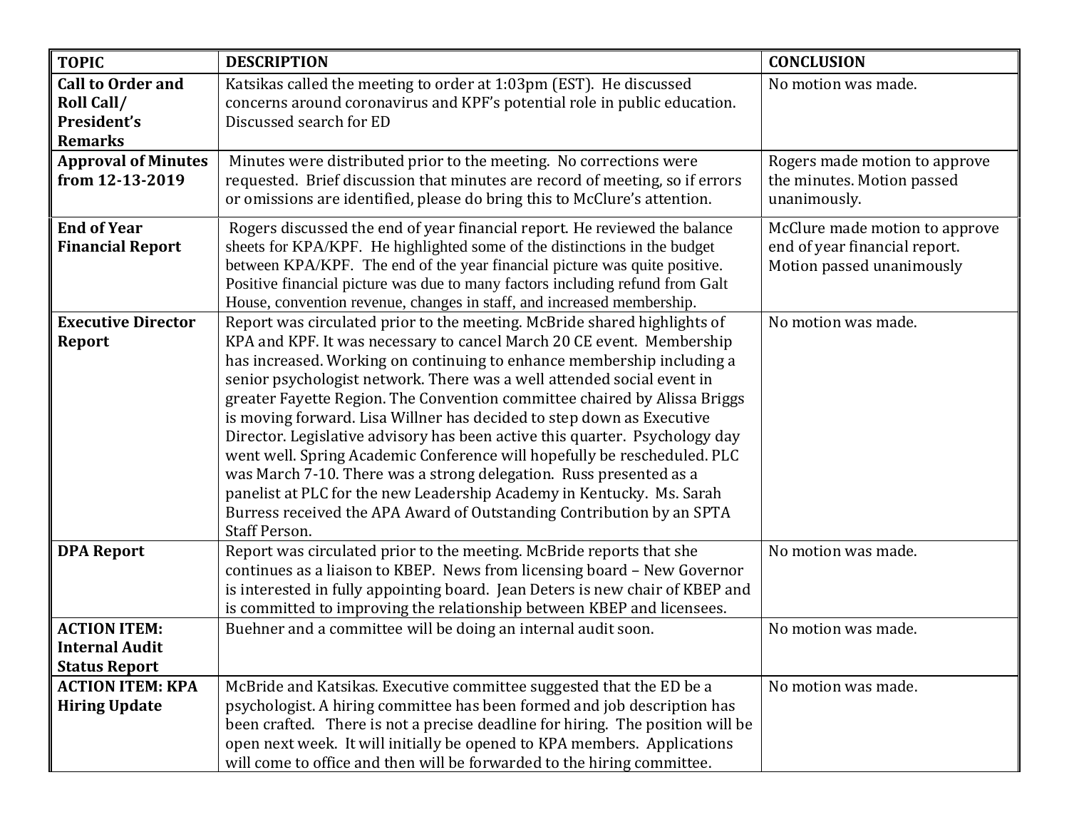| **TOPIC** | **DESCRIPTION** | **CONCLUSION** |
|---|---|---|
| **Call to Order and Roll Call/ President's Remarks** | Katsikas called the meeting to order at 1:03pm (EST). He discussed concerns around coronavirus and KPF's potential role in public education. Discussed search for ED | No motion was made. |
| **Approval of Minutes from 12-13-2019** | Minutes were distributed prior to the meeting. No corrections were requested. Brief discussion that minutes are record of meeting, so if errors or omissions are identified, please do bring this to McClure's attention. | Rogers made motion to approve the minutes. Motion passed unanimously. |
| **End of Year Financial Report** | Rogers discussed the end of year financial report. He reviewed the balance sheets for KPA/KPF. He highlighted some of the distinctions in the budget between KPA/KPF. The end of the year financial picture was quite positive. Positive financial picture was due to many factors including refund from Galt House, convention revenue, changes in staff, and increased membership. | McClure made motion to approve end of year financial report. Motion passed unanimously |
| **Executive Director Report** | Report was circulated prior to the meeting. McBride shared highlights of KPA and KPF. It was necessary to cancel March 20 CE event. Membership has increased. Working on continuing to enhance membership including a senior psychologist network. There was a well attended social event in greater Fayette Region. The Convention committee chaired by Alissa Briggs is moving forward. Lisa Willner has decided to step down as Executive Director. Legislative advisory has been active this quarter. Psychology day went well. Spring Academic Conference will hopefully be rescheduled. PLC was March 7-10. There was a strong delegation. Russ presented as a panelist at PLC for the new Leadership Academy in Kentucky. Ms. Sarah Burress received the APA Award of Outstanding Contribution by an SPTA Staff Person. | No motion was made. |
| **DPA Report** | Report was circulated prior to the meeting. McBride reports that she continues as a liaison to KBEP. News from licensing board – New Governor is interested in fully appointing board. Jean Deters is new chair of KBEP and is committed to improving the relationship between KBEP and licensees. | No motion was made. |
| **ACTION ITEM: Internal Audit Status Report** | Buehner and a committee will be doing an internal audit soon. | No motion was made. |
| **ACTION ITEM: KPA Hiring Update** | McBride and Katsikas. Executive committee suggested that the ED be a psychologist. A hiring committee has been formed and job description has been crafted. There is not a precise deadline for hiring. The position will be open next week. It will initially be opened to KPA members. Applications will come to office and then will be forwarded to the hiring committee. | No motion was made. |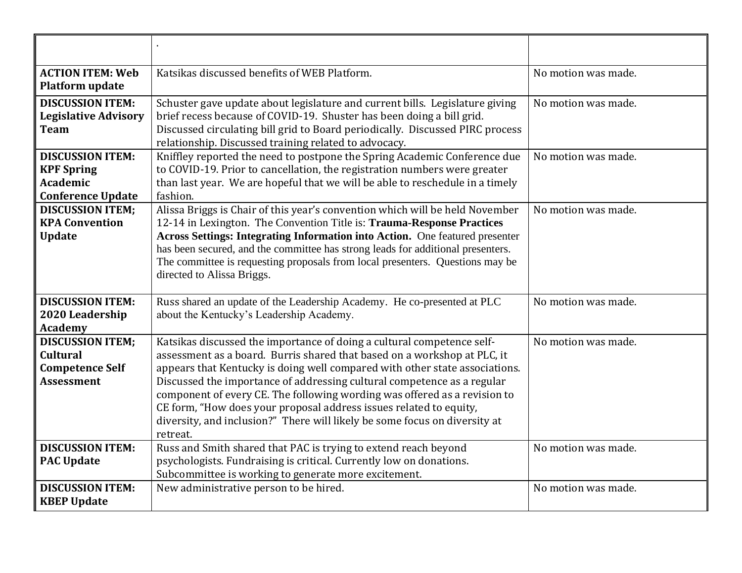| | | |
|---|---|---|
| | . | |
| **ACTION ITEM: Web Platform update** | Katsikas discussed benefits of WEB Platform. | No motion was made. |
| **DISCUSSION ITEM: Legislative Advisory Team** | Schuster gave update about legislature and current bills. Legislature giving brief recess because of COVID-19. Shuster has been doing a bill grid. Discussed circulating bill grid to Board periodically. Discussed PIRC process relationship. Discussed training related to advocacy. | No motion was made. |
| **DISCUSSION ITEM: KPF Spring Academic Conference Update** | Kniffley reported the need to postpone the Spring Academic Conference due to COVID-19. Prior to cancellation, the registration numbers were greater than last year. We are hopeful that we will be able to reschedule in a timely fashion. | No motion was made. |
| **DISCUSSION ITEM; KPA Convention Update** | Alissa Briggs is Chair of this year's convention which will be held November 12-14 in Lexington. The Convention Title is: **Trauma-Response Practices Across Settings: Integrating Information into Action.** One featured presenter has been secured, and the committee has strong leads for additional presenters. The committee is requesting proposals from local presenters. Questions may be directed to Alissa Briggs. | No motion was made. |
| **DISCUSSION ITEM: 2020 Leadership Academy** | Russ shared an update of the Leadership Academy. He co-presented at PLC about the Kentucky's Leadership Academy. | No motion was made. |
| **DISCUSSION ITEM; Cultural Competence Self Assessment** | Katsikas discussed the importance of doing a cultural competence self-assessment as a board. Burris shared that based on a workshop at PLC, it appears that Kentucky is doing well compared with other state associations. Discussed the importance of addressing cultural competence as a regular component of every CE. The following wording was offered as a revision to CE form, "How does your proposal address issues related to equity, diversity, and inclusion?" There will likely be some focus on diversity at retreat. | No motion was made. |
| **DISCUSSION ITEM: PAC Update** | Russ and Smith shared that PAC is trying to extend reach beyond psychologists. Fundraising is critical. Currently low on donations. Subcommittee is working to generate more excitement. | No motion was made. |
| **DISCUSSION ITEM: KBEP Update** | New administrative person to be hired. | No motion was made. |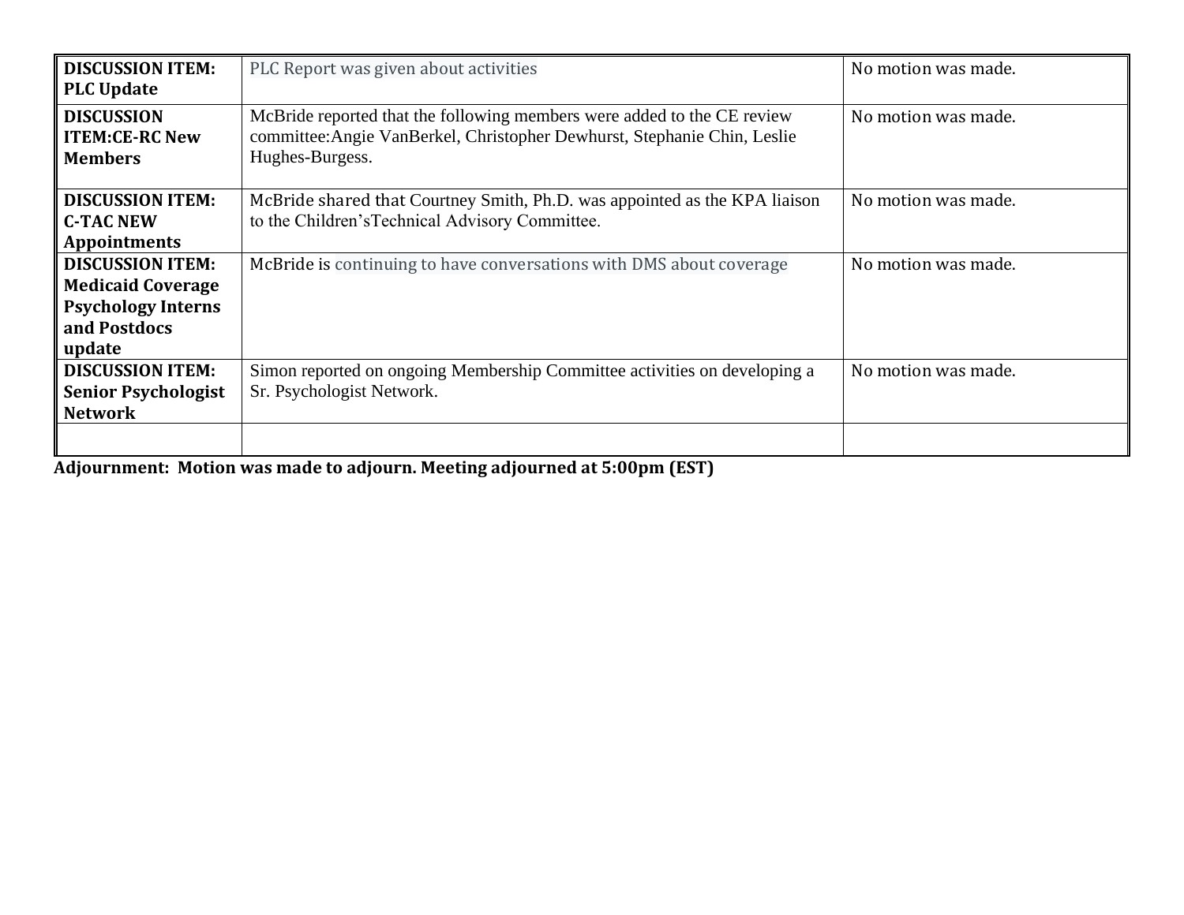| | | |
|---|---|---|
| **DISCUSSION ITEM: PLC Update** | PLC Report was given about activities | No motion was made. |
| **DISCUSSION ITEM:CE-RC New Members** | McBride reported that the following members were added to the CE review committee:Angie VanBerkel, Christopher Dewhurst, Stephanie Chin, Leslie Hughes-Burgess. | No motion was made. |
| **DISCUSSION ITEM: C-TAC NEW Appointments** | McBride shared that Courtney Smith, Ph.D. was appointed as the KPA liaison to the Children'sTechnical Advisory Committee. | No motion was made. |
| **DISCUSSION ITEM: Medicaid Coverage Psychology Interns and Postdocs update** | McBride is continuing to have conversations with DMS about coverage | No motion was made. |
| **DISCUSSION ITEM: Senior Psychologist Network** | Simon reported on ongoing Membership Committee activities on developing a Sr. Psychologist Network. | No motion was made. |
| | | |

**Adjournment: Motion was made to adjourn. Meeting adjourned at 5:00pm (EST)**